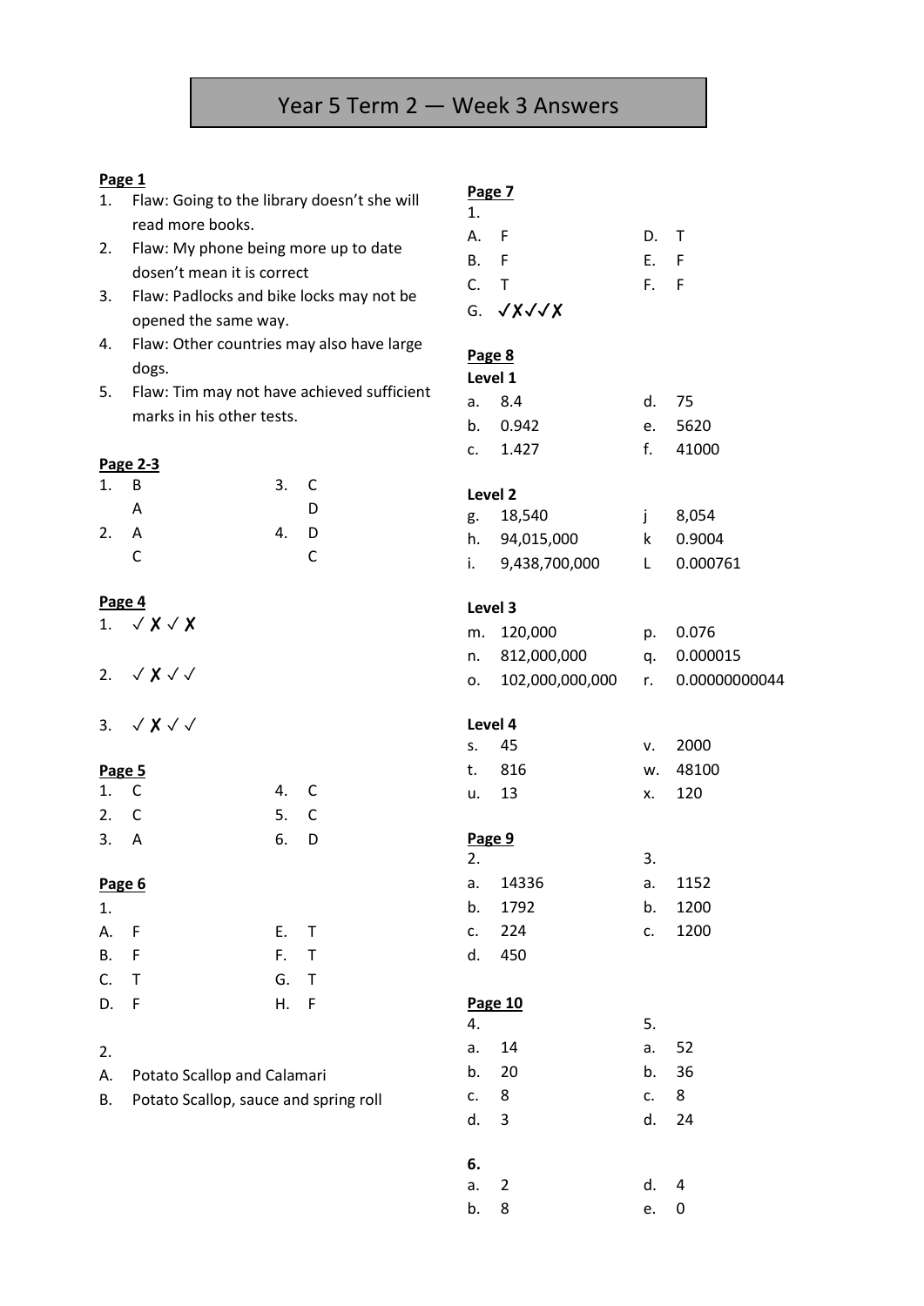# Year 5 Term 2 — Week 3 Answers

**Page 1**

1. Flaw: Going to the library doesn't she will read more books.
2. Flaw: My phone being more up to date dosen't mean it is correct
3. Flaw: Padlocks and bike locks may not be opened the same way.
4. Flaw: Other countries may also have large dogs.
5. Flaw: Tim may not have achieved sufficient marks in his other tests.

**Page 2-3**

| | | | |
|---|---|---|---|
| 1. | B | 3. | C |
| | A | | D |
| 2. | A | 4. | D |
| | C | | C |

**Page 4**

1. ✓ ✗ ✓ ✗
2. ✓ ✗ ✓ ✓
3. ✓ ✗ ✓ ✓

**Page 5**

| | | | |
|---|---|---|---|
| 1. | C | 4. | C |
| 2. | C | 5. | C |
| 3. | A | 6. | D |

**Page 6**

1.

| | | | |
|---|---|---|---|
| A. | F | E. | T |
| B. | F | F. | T |
| C. | T | G. | T |
| D. | F | H. | F |

2.

A. Potato Scallop and Calamari

B. Potato Scallop, sauce and spring roll

**Page 7**

1.

| | | | |
|---|---|---|---|
| A. | F | D. | T |
| B. | F | E. | F |
| C. | T | F. | F |

G. ✓✗✓✓✗

**Page 8**

**Level 1**

| | | | |
|---|---|---|---|
| a. | 8.4 | d. | 75 |
| b. | 0.942 | e. | 5620 |
| c. | 1.427 | f. | 41000 |

**Level 2**

| | | | |
|---|---|---|---|
| g. | 18,540 | j | 8,054 |
| h. | 94,015,000 | k | 0.9004 |
| i. | 9,438,700,000 | L | 0.000761 |

**Level 3**

| | | | |
|---|---|---|---|
| m. | 120,000 | p. | 0.076 |
| n. | 812,000,000 | q. | 0.000015 |
| o. | 102,000,000,000 | r. | 0.00000000044 |

**Level 4**

| | | | |
|---|---|---|---|
| s. | 45 | v. | 2000 |
| t. | 816 | w. | 48100 |
| u. | 13 | x. | 120 |

**Page 9**

| 2. | | 3. | |
|---|---|---|---|
| a. | 14336 | a. | 1152 |
| b. | 1792 | b. | 1200 |
| c. | 224 | c. | 1200 |
| d. | 450 | | |

**Page 10**

| 4. | | 5. | |
|---|---|---|---|
| a. | 14 | a. | 52 |
| b. | 20 | b. | 36 |
| c. | 8 | c. | 8 |
| d. | 3 | d. | 24 |

**6.**

| | | | |
|---|---|---|---|
| a. | 2 | d. | 4 |
| b. | 8 | e. | 0 |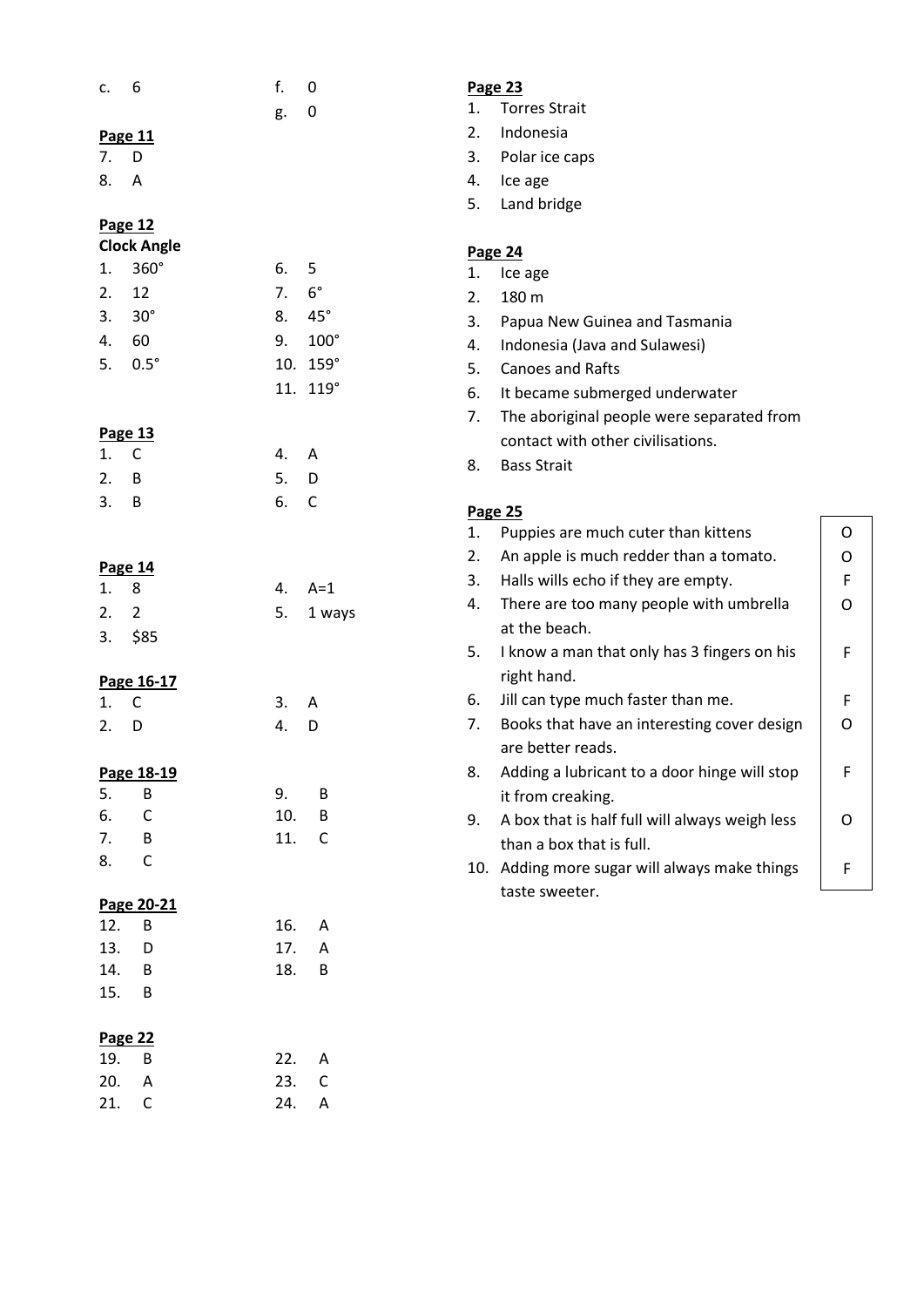c. 6

f. 0

g. 0

**Page 11**

7. D
8. A

**Page 12**

**Clock Angle**

1. 360°
2. 12
3. 30°
4. 60
5. 0.5°
6. 5
7. 6°
8. 45°
9. 100°
10. 159°
11. 119°

**Page 13**

1. C
2. B
3. B
4. A
5. D
6. C

**Page 14**

1. 8
2. 2
3. $85
4. A=1
5. 1 ways

**Page 16-17**

1. C
2. D
3. A
4. D

**Page 18-19**

5. B
6. C
7. B
8. C
9. B
10. B
11. C

**Page 20-21**

12. B
13. D
14. B
15. B
16. A
17. A
18. B

**Page 22**

19. B
20. A
21. C
22. A
23. C
24. A

**Page 23**

1. Torres Strait
2. Indonesia
3. Polar ice caps
4. Ice age
5. Land bridge

**Page 24**

1. Ice age
2. 180 m
3. Papua New Guinea and Tasmania
4. Indonesia (Java and Sulawesi)
5. Canoes and Rafts
6. It became submerged underwater
7. The aboriginal people were separated from contact with other civilisations.
8. Bass Strait

**Page 25**

| | | |
|---|---|---|
| 1. | Puppies are much cuter than kittens | O |
| 2. | An apple is much redder than a tomato. | O |
| 3. | Halls wills echo if they are empty. | F |
| 4. | There are too many people with umbrella at the beach. | O |
| 5. | I know a man that only has 3 fingers on his right hand. | F |
| 6. | Jill can type much faster than me. | F |
| 7. | Books that have an interesting cover design are better reads. | O |
| 8. | Adding a lubricant to a door hinge will stop it from creaking. | F |
| 9. | A box that is half full will always weigh less than a box that is full. | O |
| 10. | Adding more sugar will always make things taste sweeter. | F |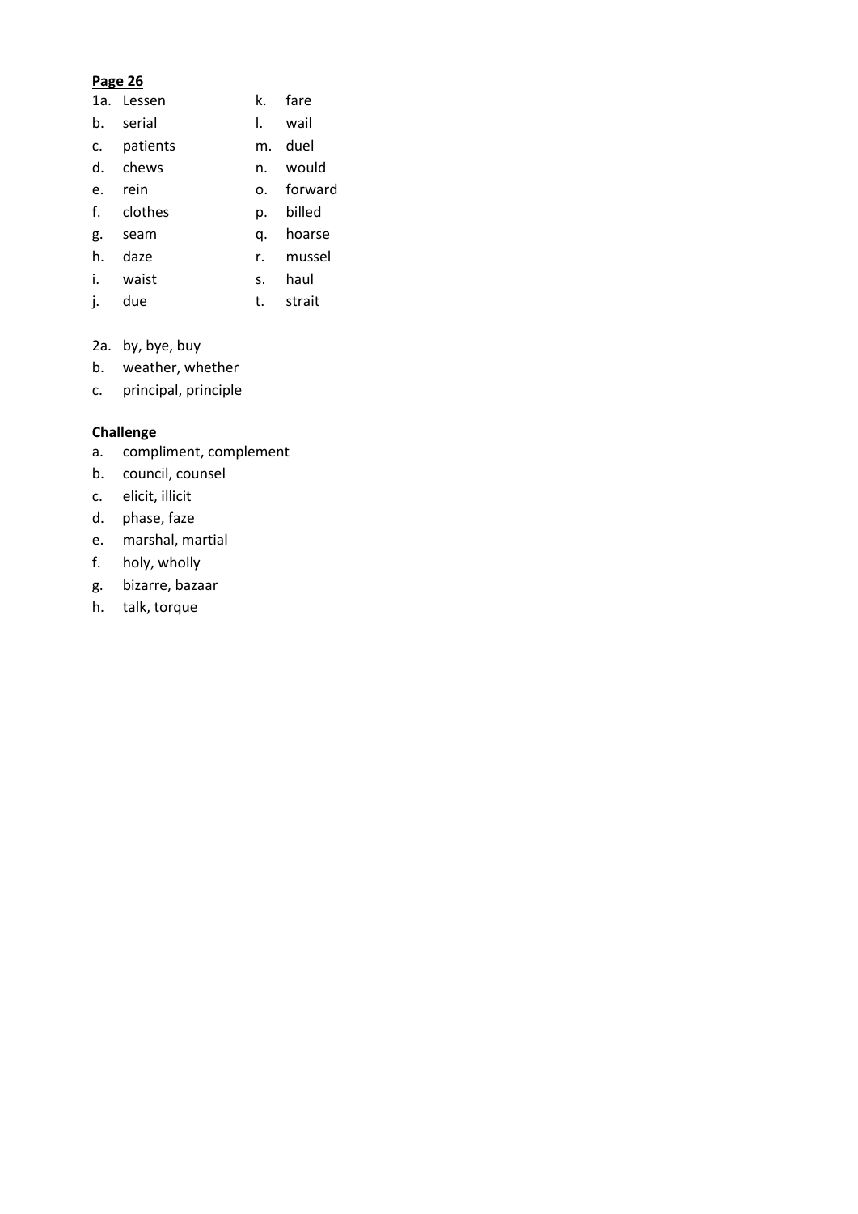**Page 26**

1a. Lessen
b. serial
c. patients
d. chews
e. rein
f. clothes
g. seam
h. daze
i. waist
j. due
k. fare
l. wail
m. duel
n. would
o. forward
p. billed
q. hoarse
r. mussel
s. haul
t. strait

2a. by, bye, buy
b. weather, whether
c. principal, principle

**Challenge**

a. compliment, complement
b. council, counsel
c. elicit, illicit
d. phase, faze
e. marshal, martial
f. holy, wholly
g. bizarre, bazaar
h. talk, torque